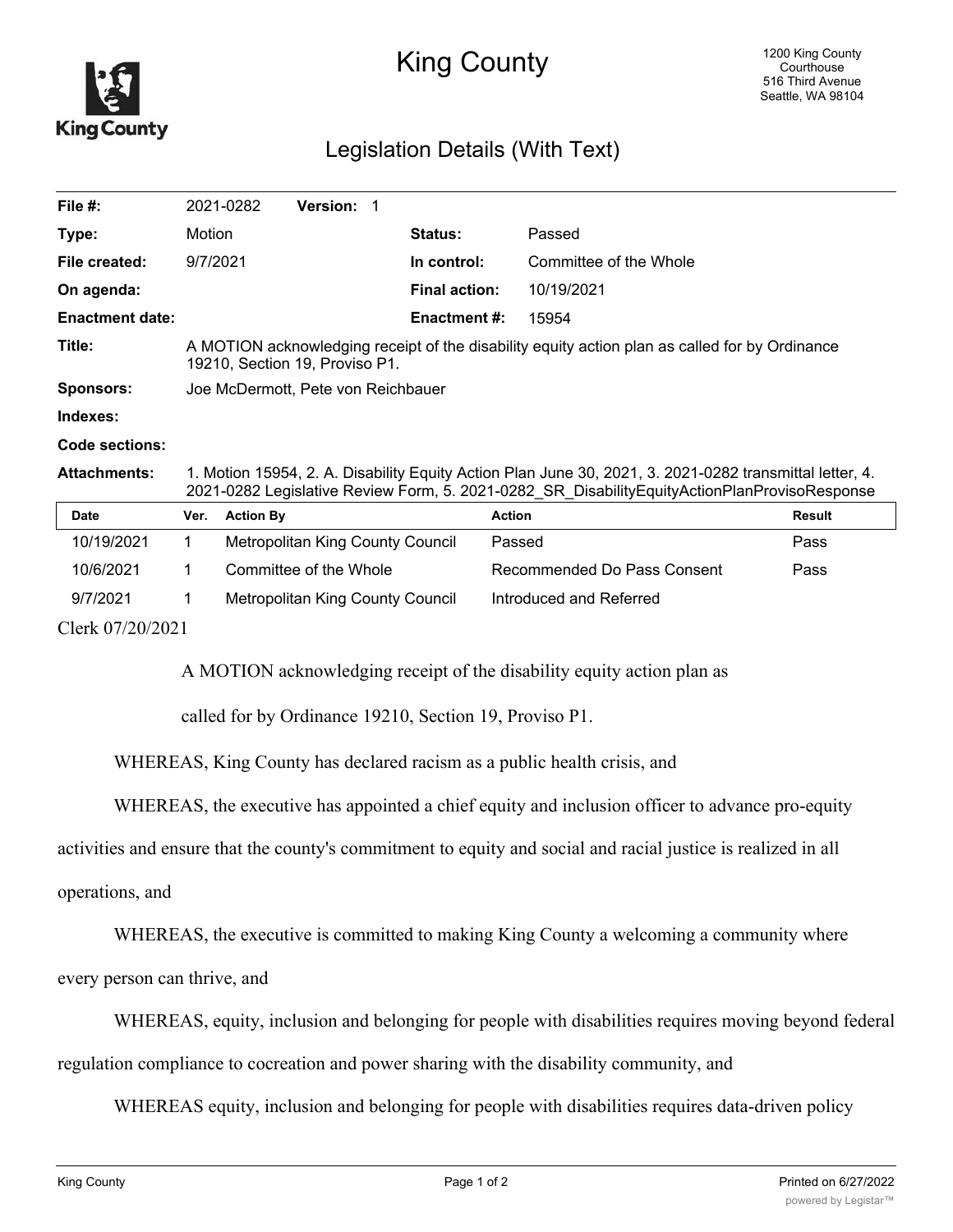# King County

1200 King County Courthouse
516 Third Avenue
Seattle, WA 98104

## Legislation Details (With Text)

| | | | |
|---|---|---|---|
| **File #:** | 2021-0282 **Version:** 1 | | |
| **Type:** | Motion | **Status:** | Passed |
| **File created:** | 9/7/2021 | **In control:** | Committee of the Whole |
| **On agenda:** | | **Final action:** | 10/19/2021 |
| **Enactment date:** | | **Enactment #:** | 15954 |

**Title:** A MOTION acknowledging receipt of the disability equity action plan as called for by Ordinance 19210, Section 19, Proviso P1.

**Sponsors:** Joe McDermott, Pete von Reichbauer

**Indexes:**

**Code sections:**

**Attachments:** 1. Motion 15954, 2. A. Disability Equity Action Plan June 30, 2021, 3. 2021-0282 transmittal letter, 4. 2021-0282 Legislative Review Form, 5. 2021-0282_SR_DisabilityEquityActionPlanProvisoResponse

| Date | Ver. | Action By | Action | Result |
|---|---|---|---|---|
| 10/19/2021 | 1 | Metropolitan King County Council | Passed | Pass |
| 10/6/2021 | 1 | Committee of the Whole | Recommended Do Pass Consent | Pass |
| 9/7/2021 | 1 | Metropolitan King County Council | Introduced and Referred | |

Clerk 07/20/2021

A MOTION acknowledging receipt of the disability equity action plan as called for by Ordinance 19210, Section 19, Proviso P1.

WHEREAS, King County has declared racism as a public health crisis, and

WHEREAS, the executive has appointed a chief equity and inclusion officer to advance pro-equity activities and ensure that the county's commitment to equity and social and racial justice is realized in all operations, and

WHEREAS, the executive is committed to making King County a welcoming a community where every person can thrive, and

WHEREAS, equity, inclusion and belonging for people with disabilities requires moving beyond federal regulation compliance to cocreation and power sharing with the disability community, and

WHEREAS equity, inclusion and belonging for people with disabilities requires data-driven policy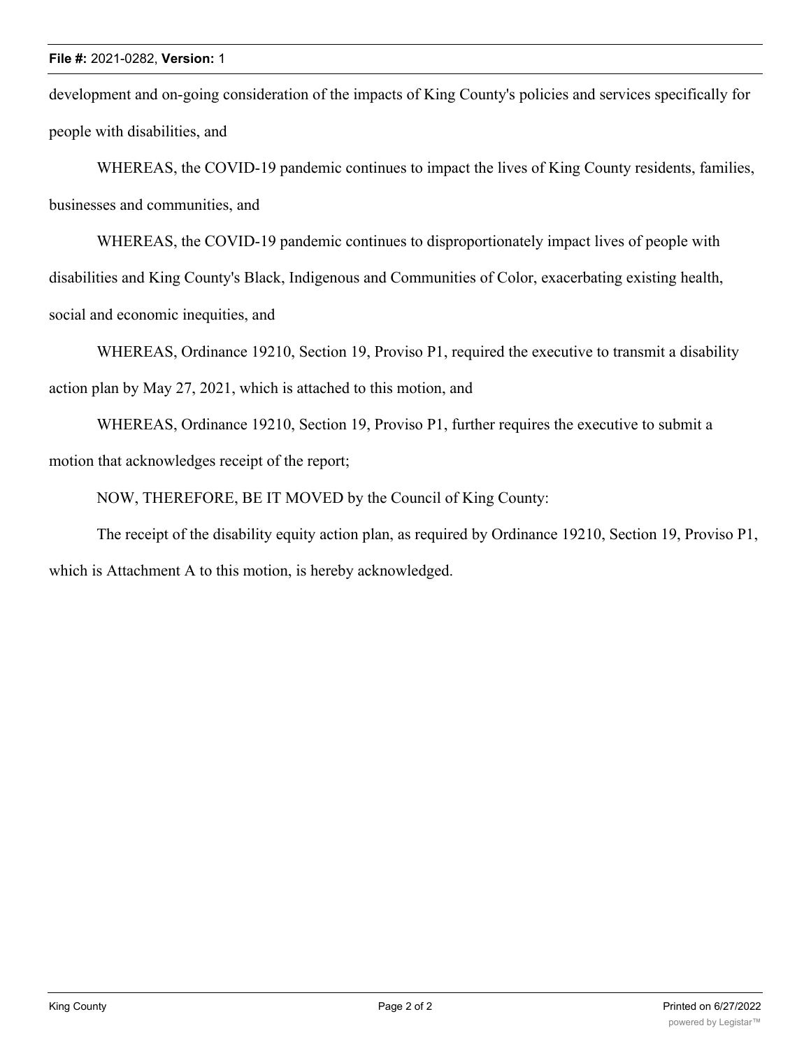development and on-going consideration of the impacts of King County's policies and services specifically for people with disabilities, and

WHEREAS, the COVID-19 pandemic continues to impact the lives of King County residents, families, businesses and communities, and

WHEREAS, the COVID-19 pandemic continues to disproportionately impact lives of people with disabilities and King County's Black, Indigenous and Communities of Color, exacerbating existing health, social and economic inequities, and

WHEREAS, Ordinance 19210, Section 19, Proviso P1, required the executive to transmit a disability action plan by May 27, 2021, which is attached to this motion, and

WHEREAS, Ordinance 19210, Section 19, Proviso P1, further requires the executive to submit a motion that acknowledges receipt of the report;

NOW, THEREFORE, BE IT MOVED by the Council of King County:

The receipt of the disability equity action plan, as required by Ordinance 19210, Section 19, Proviso P1, which is Attachment A to this motion, is hereby acknowledged.